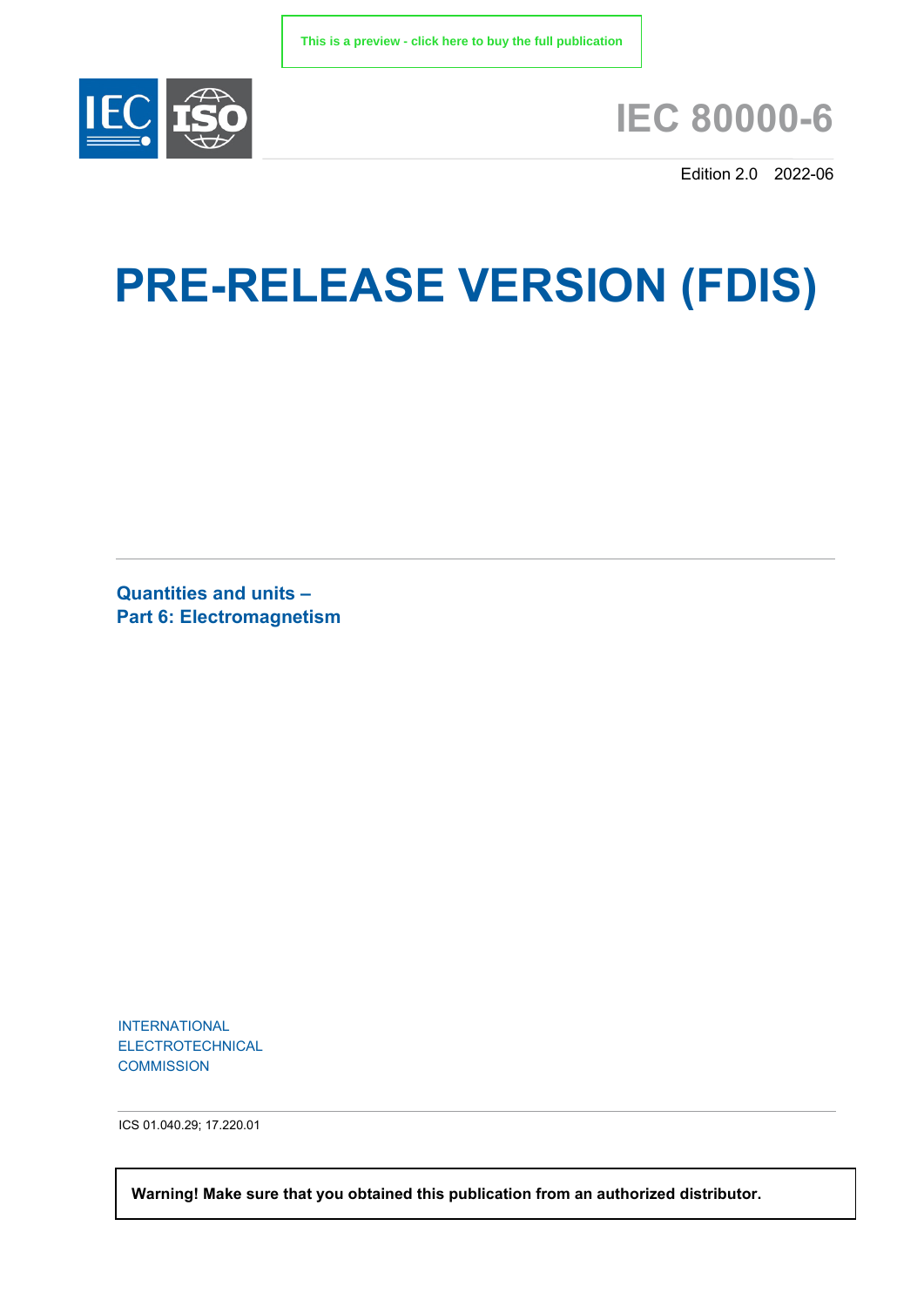This is a preview - click here to buy the full publication

# IEC 80000-6

Edition 2.0 2022-06

# PRE-RELEASE VERSION (FDIS)

## Quantities and units –
## Part 6: Electromagnetism

INTERNATIONAL
ELECTROTECHNICAL
COMMISSION

ICS 01.040.29; 17.220.01

**Warning! Make sure that you obtained this publication from an authorized distributor.**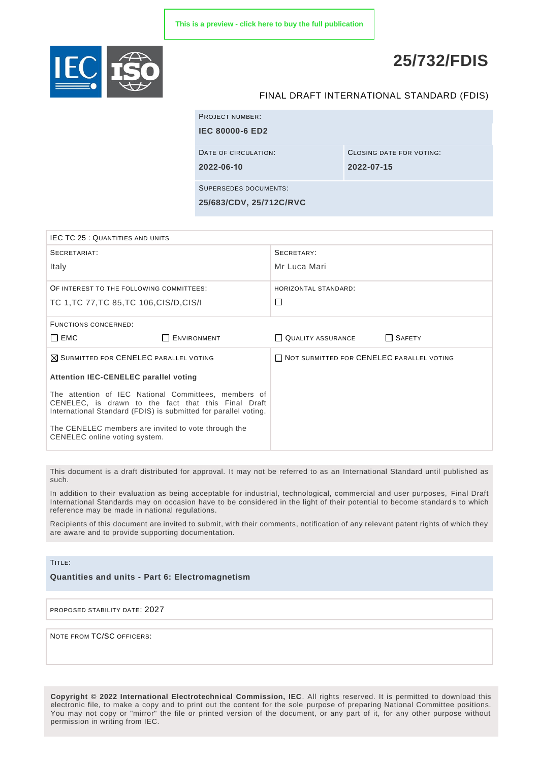This is a preview - click here to buy the full publication

# 25/732/FDIS

FINAL DRAFT INTERNATIONAL STANDARD (FDIS)

| PROJECT NUMBER: | |
|---|---|
| **IEC 80000-6 ED2** | |
| DATE OF CIRCULATION: **2022-06-10** | CLOSING DATE FOR VOTING: **2022-07-15** |
| SUPERSEDES DOCUMENTS: **25/683/CDV, 25/712C/RVC** | |

| IEC TC 25 : QUANTITIES AND UNITS | |
|---|---|
| SECRETARIAT: Italy | SECRETARY: Mr Luca Mari |
| OF INTEREST TO THE FOLLOWING COMMITTEES: TC 1,TC 77,TC 85,TC 106,CIS/D,CIS/I | HORIZONTAL STANDARD: ☐ |
| FUNCTIONS CONCERNED: ☐ EMC ☐ ENVIRONMENT | ☐ QUALITY ASSURANCE ☐ SAFETY |
| ☒ SUBMITTED FOR CENELEC PARALLEL VOTING | ☐ NOT SUBMITTED FOR CENELEC PARALLEL VOTING |

**Attention IEC-CENELEC parallel voting**

The attention of IEC National Committees, members of CENELEC, is drawn to the fact that this Final Draft International Standard (FDIS) is submitted for parallel voting.

The CENELEC members are invited to vote through the CENELEC online voting system.

This document is a draft distributed for approval. It may not be referred to as an International Standard until published as such.

In addition to their evaluation as being acceptable for industrial, technological, commercial and user purposes, Final Draft International Standards may on occasion have to be considered in the light of their potential to become standards to which reference may be made in national regulations.

Recipients of this document are invited to submit, with their comments, notification of any relevant patent rights of which they are aware and to provide supporting documentation.

TITLE:

**Quantities and units - Part 6: Electromagnetism**

PROPOSED STABILITY DATE: 2027

NOTE FROM TC/SC OFFICERS:

**Copyright © 2022 International Electrotechnical Commission, IEC**. All rights reserved. It is permitted to download this electronic file, to make a copy and to print out the content for the sole purpose of preparing National Committee positions. You may not copy or "mirror" the file or printed version of the document, or any part of it, for any other purpose without permission in writing from IEC.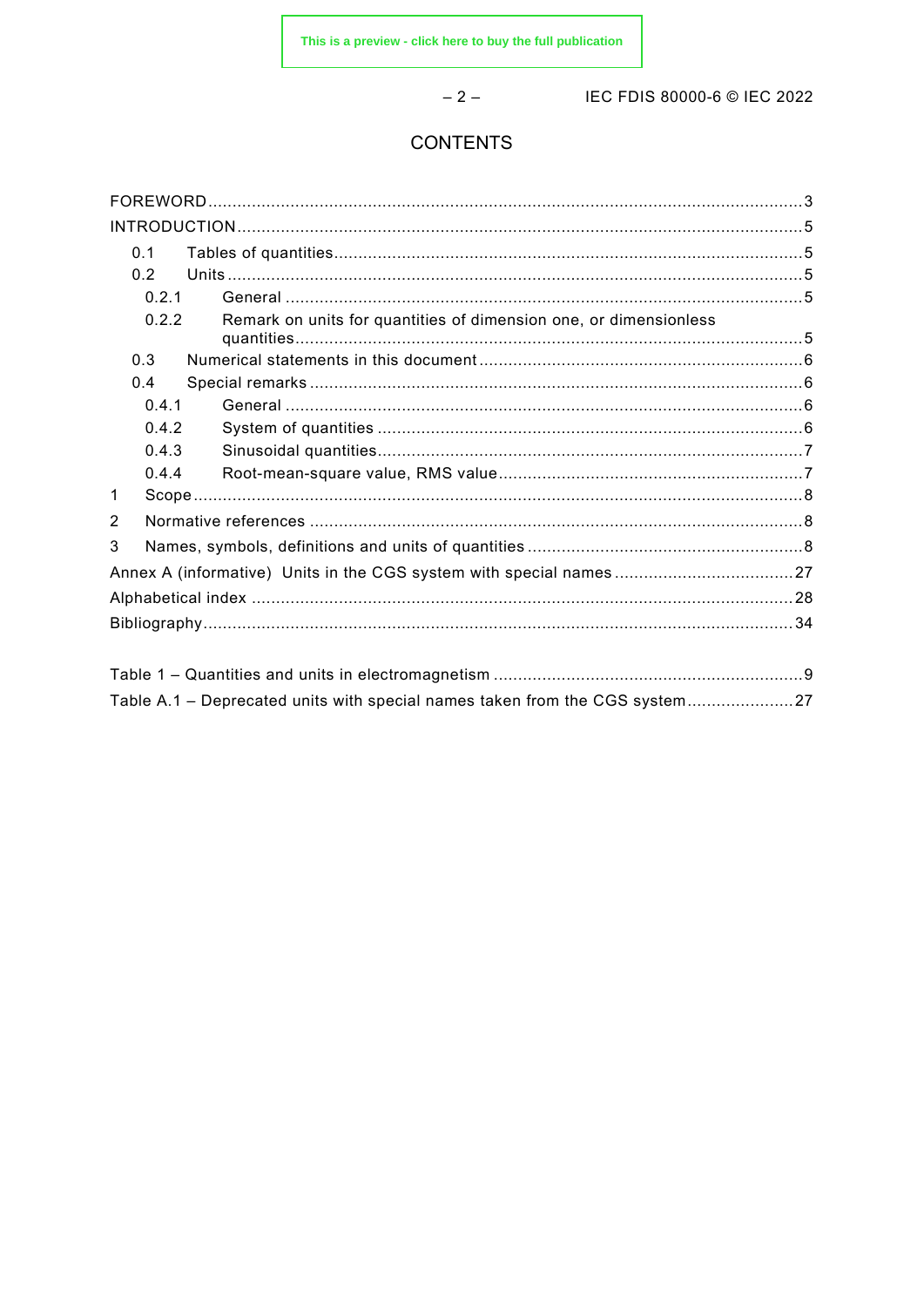# CONTENTS

FOREWORD ........................................................................................................................ 3

INTRODUCTION ................................................................................................................. 5

- 0.1 Tables of quantities .............................................................................................. 5
- 0.2 Units ................................................................................................................... 5
  - 0.2.1 General ....................................................................................................... 5
  - 0.2.2 Remark on units for quantities of dimension one, or dimensionless quantities ........................................................................................................ 5
- 0.3 Numerical statements in this document ................................................................. 6
- 0.4 Special remarks .................................................................................................... 6
  - 0.4.1 General ....................................................................................................... 6
  - 0.4.2 System of quantities ..................................................................................... 6
  - 0.4.3 Sinusoidal quantities ..................................................................................... 7
  - 0.4.4 Root-mean-square value, RMS value ............................................................. 7

1 Scope ........................................................................................................................... 8

2 Normative references ..................................................................................................... 8

3 Names, symbols, definitions and units of quantities ........................................................ 8

Annex A (informative) Units in the CGS system with special names .................................. 27

Alphabetical index ............................................................................................................ 28

Bibliography ...................................................................................................................... 34

Table 1 – Quantities and units in electromagnetism ............................................................. 9

Table A.1 – Deprecated units with special names taken from the CGS system ..................... 27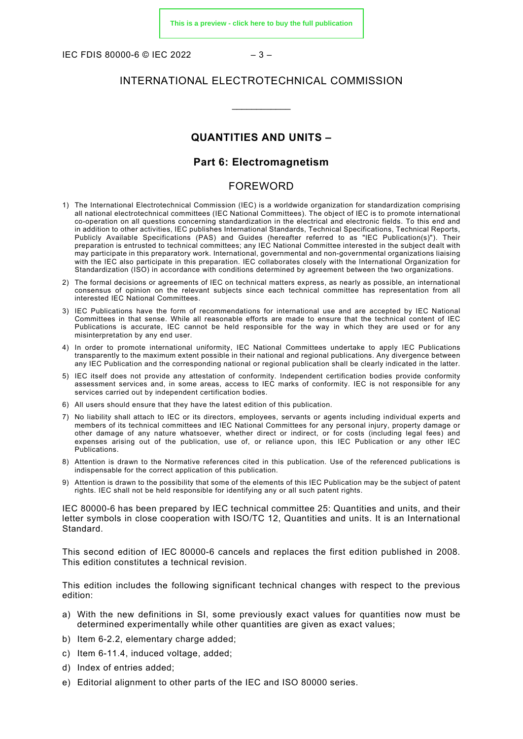INTERNATIONAL ELECTROTECHNICAL COMMISSION

\_\_\_\_\_\_\_\_\_\_\_\_

## QUANTITIES AND UNITS –

## Part 6: Electromagnetism

## FOREWORD

1) The International Electrotechnical Commission (IEC) is a worldwide organization for standardization comprising all national electrotechnical committees (IEC National Committees). The object of IEC is to promote international co-operation on all questions concerning standardization in the electrical and electronic fields. To this end and in addition to other activities, IEC publishes International Standards, Technical Specifications, Technical Reports, Publicly Available Specifications (PAS) and Guides (hereafter referred to as "IEC Publication(s)"). Their preparation is entrusted to technical committees; any IEC National Committee interested in the subject dealt with may participate in this preparatory work. International, governmental and non-governmental organizations liaising with the IEC also participate in this preparation. IEC collaborates closely with the International Organization for Standardization (ISO) in accordance with conditions determined by agreement between the two organizations.
2) The formal decisions or agreements of IEC on technical matters express, as nearly as possible, an international consensus of opinion on the relevant subjects since each technical committee has representation from all interested IEC National Committees.
3) IEC Publications have the form of recommendations for international use and are accepted by IEC National Committees in that sense. While all reasonable efforts are made to ensure that the technical content of IEC Publications is accurate, IEC cannot be held responsible for the way in which they are used or for any misinterpretation by any end user.
4) In order to promote international uniformity, IEC National Committees undertake to apply IEC Publications transparently to the maximum extent possible in their national and regional publications. Any divergence between any IEC Publication and the corresponding national or regional publication shall be clearly indicated in the latter.
5) IEC itself does not provide any attestation of conformity. Independent certification bodies provide conformity assessment services and, in some areas, access to IEC marks of conformity. IEC is not responsible for any services carried out by independent certification bodies.
6) All users should ensure that they have the latest edition of this publication.
7) No liability shall attach to IEC or its directors, employees, servants or agents including individual experts and members of its technical committees and IEC National Committees for any personal injury, property damage or other damage of any nature whatsoever, whether direct or indirect, or for costs (including legal fees) and expenses arising out of the publication, use of, or reliance upon, this IEC Publication or any other IEC Publications.
8) Attention is drawn to the Normative references cited in this publication. Use of the referenced publications is indispensable for the correct application of this publication.
9) Attention is drawn to the possibility that some of the elements of this IEC Publication may be the subject of patent rights. IEC shall not be held responsible for identifying any or all such patent rights.

IEC 80000-6 has been prepared by IEC technical committee 25: Quantities and units, and their letter symbols in close cooperation with ISO/TC 12, Quantities and units. It is an International Standard.

This second edition of IEC 80000-6 cancels and replaces the first edition published in 2008. This edition constitutes a technical revision.

This edition includes the following significant technical changes with respect to the previous edition:

a) With the new definitions in SI, some previously exact values for quantities now must be determined experimentally while other quantities are given as exact values;
b) Item 6-2.2, elementary charge added;
c) Item 6-11.4, induced voltage, added;
d) Index of entries added;
e) Editorial alignment to other parts of the IEC and ISO 80000 series.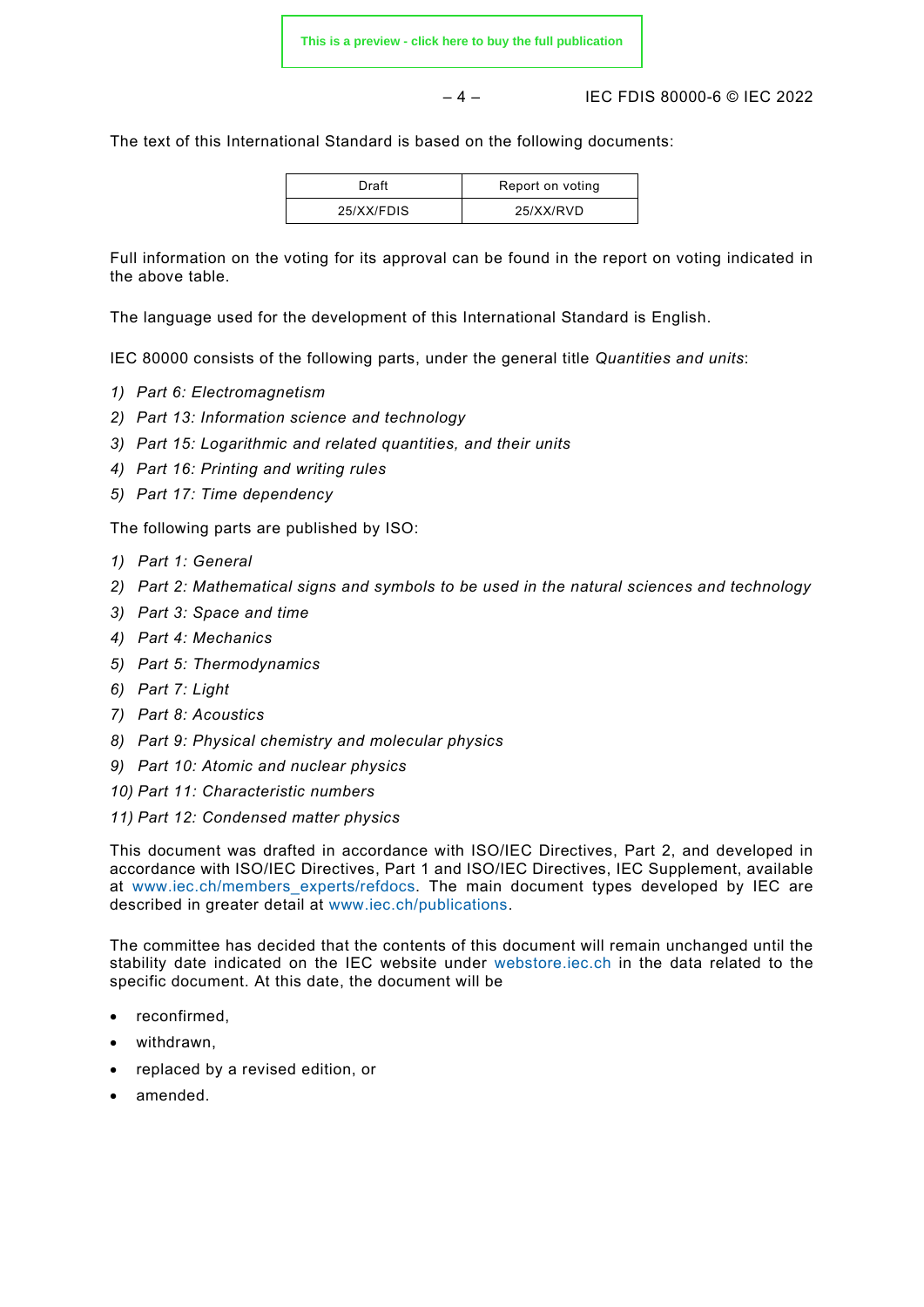The text of this International Standard is based on the following documents:

| Draft | Report on voting |
|---|---|
| 25/XX/FDIS | 25/XX/RVD |

Full information on the voting for its approval can be found in the report on voting indicated in the above table.

The language used for the development of this International Standard is English.

IEC 80000 consists of the following parts, under the general title *Quantities and units*:

1) *Part 6: Electromagnetism*
2) *Part 13: Information science and technology*
3) *Part 15: Logarithmic and related quantities, and their units*
4) *Part 16: Printing and writing rules*
5) *Part 17: Time dependency*

The following parts are published by ISO:

1) *Part 1: General*
2) *Part 2: Mathematical signs and symbols to be used in the natural sciences and technology*
3) *Part 3: Space and time*
4) *Part 4: Mechanics*
5) *Part 5: Thermodynamics*
6) *Part 7: Light*
7) *Part 8: Acoustics*
8) *Part 9: Physical chemistry and molecular physics*
9) *Part 10: Atomic and nuclear physics*
10) *Part 11: Characteristic numbers*
11) *Part 12: Condensed matter physics*

This document was drafted in accordance with ISO/IEC Directives, Part 2, and developed in accordance with ISO/IEC Directives, Part 1 and ISO/IEC Directives, IEC Supplement, available at www.iec.ch/members_experts/refdocs. The main document types developed by IEC are described in greater detail at www.iec.ch/publications.

The committee has decided that the contents of this document will remain unchanged until the stability date indicated on the IEC website under webstore.iec.ch in the data related to the specific document. At this date, the document will be

- reconfirmed,
- withdrawn,
- replaced by a revised edition, or
- amended.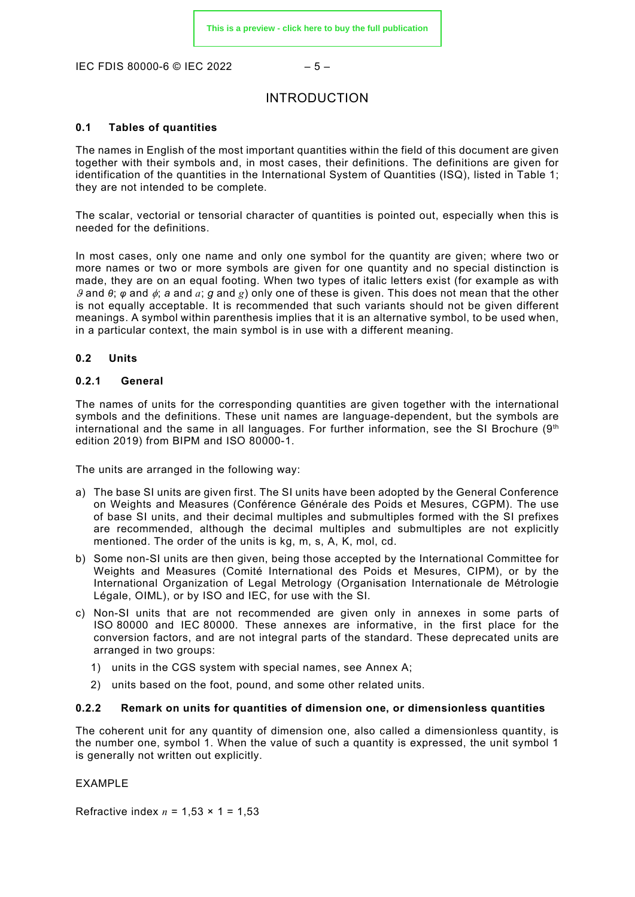# INTRODUCTION

## 0.1 Tables of quantities

The names in English of the most important quantities within the field of this document are given together with their symbols and, in most cases, their definitions. The definitions are given for identification of the quantities in the International System of Quantities (ISQ), listed in Table 1; they are not intended to be complete.

The scalar, vectorial or tensorial character of quantities is pointed out, especially when this is needed for the definitions.

In most cases, only one name and only one symbol for the quantity are given; where two or more names or two or more symbols are given for one quantity and no special distinction is made, they are on an equal footing. When two types of italic letters exist (for example as with $\vartheta$ and $\theta$; $\varphi$ and $\phi$; *a* and $a$; *g* and $g$) only one of these is given. This does not mean that the other is not equally acceptable. It is recommended that such variants should not be given different meanings. A symbol within parenthesis implies that it is an alternative symbol, to be used when, in a particular context, the main symbol is in use with a different meaning.

## 0.2 Units

### 0.2.1 General

The names of units for the corresponding quantities are given together with the international symbols and the definitions. These unit names are language-dependent, but the symbols are international and the same in all languages. For further information, see the SI Brochure (9th edition 2019) from BIPM and ISO 80000-1.

The units are arranged in the following way:

a) The base SI units are given first. The SI units have been adopted by the General Conference on Weights and Measures (Conférence Générale des Poids et Mesures, CGPM). The use of base SI units, and their decimal multiples and submultiples formed with the SI prefixes are recommended, although the decimal multiples and submultiples are not explicitly mentioned. The order of the units is kg, m, s, A, K, mol, cd.

b) Some non-SI units are then given, being those accepted by the International Committee for Weights and Measures (Comité International des Poids et Mesures, CIPM), or by the International Organization of Legal Metrology (Organisation Internationale de Métrologie Légale, OIML), or by ISO and IEC, for use with the SI.

c) Non-SI units that are not recommended are given only in annexes in some parts of ISO 80000 and IEC 80000. These annexes are informative, in the first place for the conversion factors, and are not integral parts of the standard. These deprecated units are arranged in two groups:

   1) units in the CGS system with special names, see Annex A;

   2) units based on the foot, pound, and some other related units.

### 0.2.2 Remark on units for quantities of dimension one, or dimensionless quantities

The coherent unit for any quantity of dimension one, also called a dimensionless quantity, is the number one, symbol 1. When the value of such a quantity is expressed, the unit symbol 1 is generally not written out explicitly.

EXAMPLE

Refractive index $n = 1{,}53 \times 1 = 1{,}53$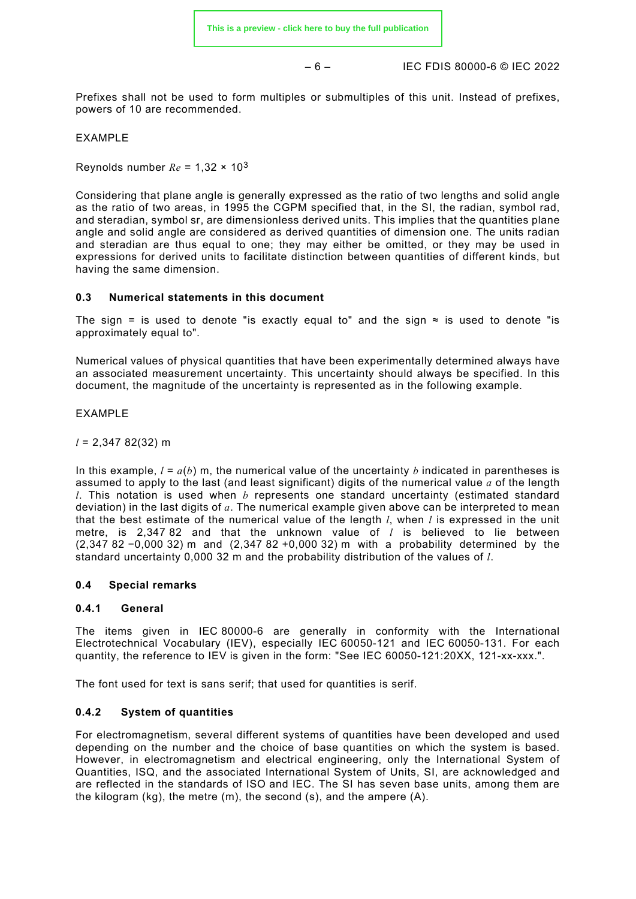Prefixes shall not be used to form multiples or submultiples of this unit. Instead of prefixes, powers of 10 are recommended.

EXAMPLE

Reynolds number $Re$ = 1,32 × $10^3$

Considering that plane angle is generally expressed as the ratio of two lengths and solid angle as the ratio of two areas, in 1995 the CGPM specified that, in the SI, the radian, symbol rad, and steradian, symbol sr, are dimensionless derived units. This implies that the quantities plane angle and solid angle are considered as derived quantities of dimension one. The units radian and steradian are thus equal to one; they may either be omitted, or they may be used in expressions for derived units to facilitate distinction between quantities of different kinds, but having the same dimension.

### 0.3 Numerical statements in this document

The sign = is used to denote "is exactly equal to" and the sign ≈ is used to denote "is approximately equal to".

Numerical values of physical quantities that have been experimentally determined always have an associated measurement uncertainty. This uncertainty should always be specified. In this document, the magnitude of the uncertainty is represented as in the following example.

EXAMPLE

$l$ = 2,347 82(32) m

In this example, $l = a(b)$ m, the numerical value of the uncertainty $b$ indicated in parentheses is assumed to apply to the last (and least significant) digits of the numerical value $a$ of the length $l$. This notation is used when $b$ represents one standard uncertainty (estimated standard deviation) in the last digits of $a$. The numerical example given above can be interpreted to mean that the best estimate of the numerical value of the length $l$, when $l$ is expressed in the unit metre, is 2,347 82 and that the unknown value of $l$ is believed to lie between (2,347 82 −0,000 32) m and (2,347 82 +0,000 32) m with a probability determined by the standard uncertainty 0,000 32 m and the probability distribution of the values of $l$.

### 0.4 Special remarks

#### 0.4.1 General

The items given in IEC 80000-6 are generally in conformity with the International Electrotechnical Vocabulary (IEV), especially IEC 60050-121 and IEC 60050-131. For each quantity, the reference to IEV is given in the form: "See IEC 60050-121:20XX, 121-xx-xxx.".

The font used for text is sans serif; that used for quantities is serif.

#### 0.4.2 System of quantities

For electromagnetism, several different systems of quantities have been developed and used depending on the number and the choice of base quantities on which the system is based. However, in electromagnetism and electrical engineering, only the International System of Quantities, ISQ, and the associated International System of Units, SI, are acknowledged and are reflected in the standards of ISO and IEC. The SI has seven base units, among them are the kilogram (kg), the metre (m), the second (s), and the ampere (A).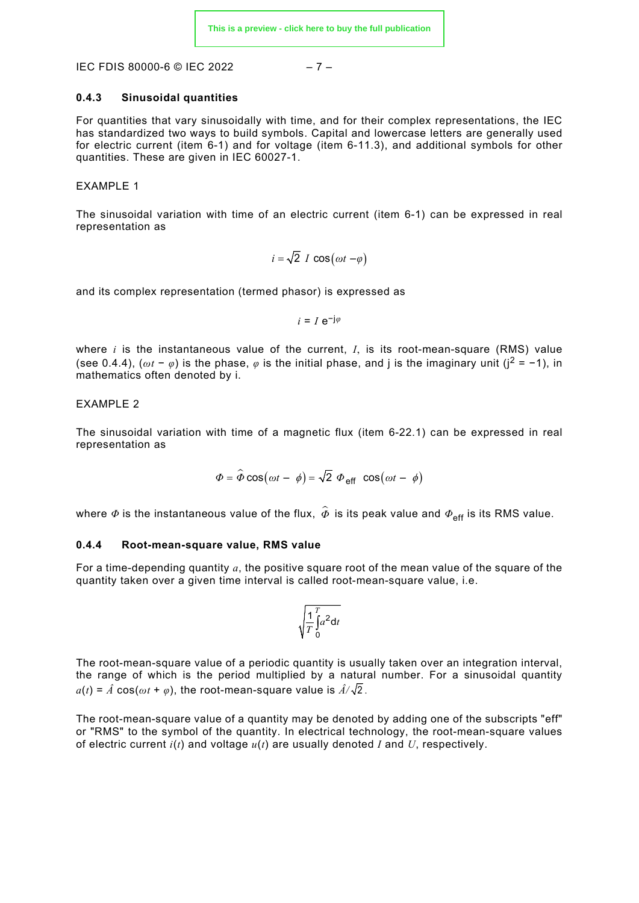### 0.4.3 Sinusoidal quantities

For quantities that vary sinusoidally with time, and for their complex representations, the IEC has standardized two ways to build symbols. Capital and lowercase letters are generally used for electric current (item 6-1) and for voltage (item 6-11.3), and additional symbols for other quantities. These are given in IEC 60027-1.

EXAMPLE 1

The sinusoidal variation with time of an electric current (item 6-1) can be expressed in real representation as

$$i = \sqrt{2}\ I\ \cos(\omega t - \varphi)$$

and its complex representation (termed phasor) is expressed as

$$\underline{i} = I\ \mathrm{e}^{-\mathrm{j}\varphi}$$

where $i$ is the instantaneous value of the current, $I$, is its root-mean-square (RMS) value (see 0.4.4), $(\omega t - \varphi)$ is the phase, $\varphi$ is the initial phase, and j is the imaginary unit ($\mathrm{j}^2 = -1$), in mathematics often denoted by i.

EXAMPLE 2

The sinusoidal variation with time of a magnetic flux (item 6-22.1) can be expressed in real representation as

$$\Phi = \hat{\Phi}\cos(\omega t - \phi) = \sqrt{2}\ \Phi_{\mathrm{eff}}\ \cos(\omega t - \phi)$$

where $\Phi$ is the instantaneous value of the flux, $\hat{\Phi}$ is its peak value and $\Phi_{\mathrm{eff}}$ is its RMS value.

### 0.4.4 Root-mean-square value, RMS value

For a time-depending quantity $a$, the positive square root of the mean value of the square of the quantity taken over a given time interval is called root-mean-square value, i.e.

$$\sqrt{\frac{1}{T}\int_0^T a^2 \mathrm{d}t}$$

The root-mean-square value of a periodic quantity is usually taken over an integration interval, the range of which is the period multiplied by a natural number. For a sinusoidal quantity $a(t) = \hat{A}\cos(\omega t + \varphi)$, the root-mean-square value is $\hat{A}/\sqrt{2}$.

The root-mean-square value of a quantity may be denoted by adding one of the subscripts "eff" or "RMS" to the symbol of the quantity. In electrical technology, the root-mean-square values of electric current $i(t)$ and voltage $u(t)$ are usually denoted $I$ and $U$, respectively.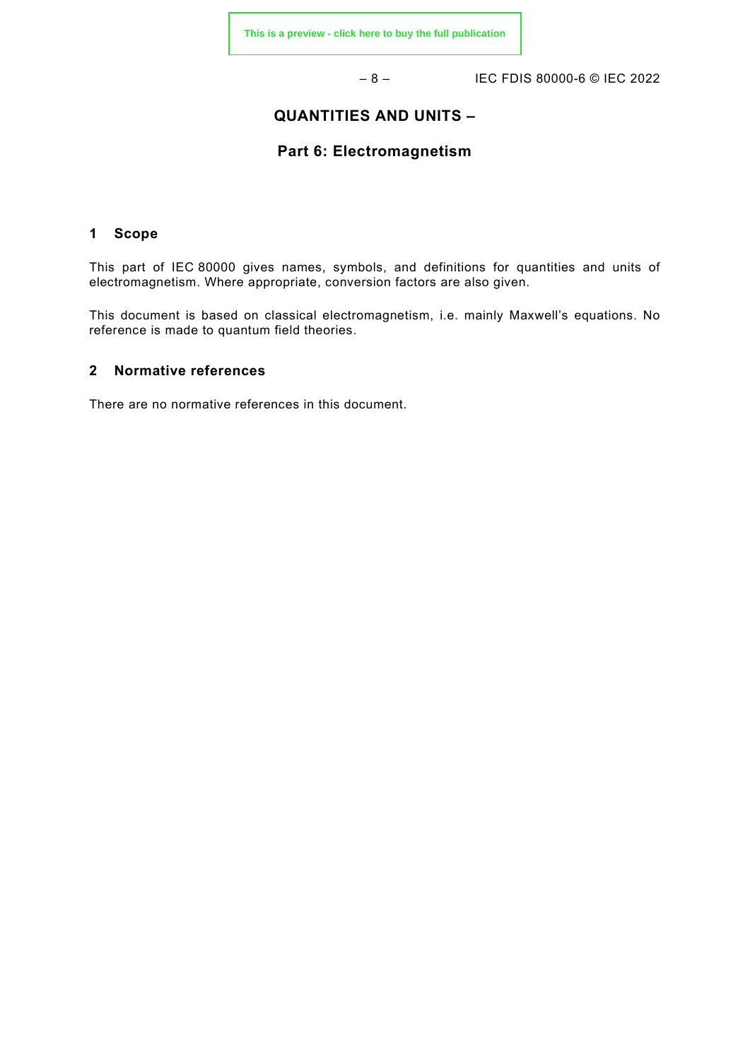# QUANTITIES AND UNITS –

## Part 6: Electromagnetism

### 1 Scope

This part of IEC 80000 gives names, symbols, and definitions for quantities and units of electromagnetism. Where appropriate, conversion factors are also given.

This document is based on classical electromagnetism, i.e. mainly Maxwell's equations. No reference is made to quantum field theories.

### 2 Normative references

There are no normative references in this document.